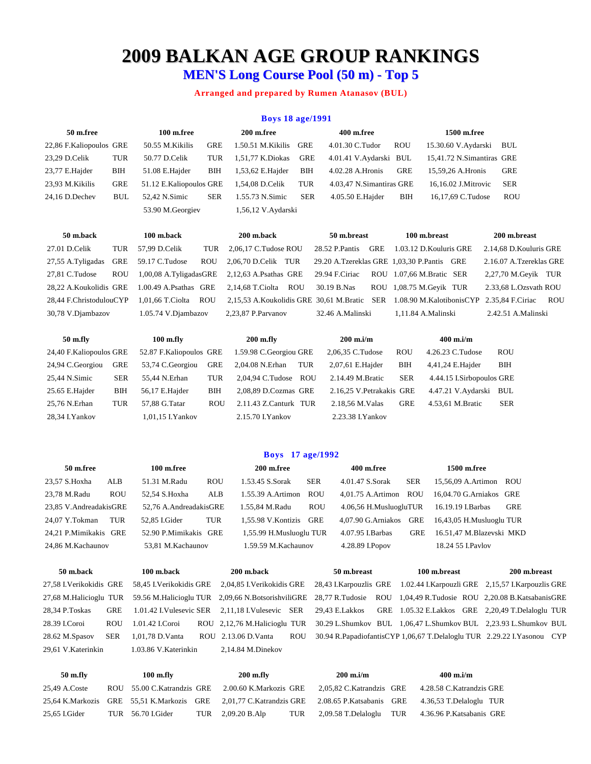# 2009 BALKAN AGE GROUP RANKINGS

## MEN'S Long Course Pool (50 m) - Top 5

**Arranged and prepared by Rumen Atanasov (BUL)**

### Boys 18 age/1991

| 50 m.free | | 100 m.free | | 200 m.free | | 400 m.free | | 1500 m.free | |
|---|---|---|---|---|---|---|---|---|---|
| 22,86 F.Kaliopoulos | GRE | 50.55 M.Kikilis | GRE | 1.50.51 M.Kikilis | GRE | 4.01.30 C.Tudor | ROU | 15.30.60 V.Aydarski | BUL |
| 23,29 D.Celik | TUR | 50.77 D.Celik | TUR | 1,51,77 K.Diokas | GRE | 4.01.41 V.Aydarski | BUL | 15,41.72 N.Simantiras | GRE |
| 23,77 E.Hajder | BIH | 51.08 E.Hajder | BIH | 1,53,62 E.Hajder | BIH | 4.02.28 A.Hronis | GRE | 15,59,26 A.Hronis | GRE |
| 23,93 M.Kikilis | GRE | 51.12 E.Kaliopoulos | GRE | 1,54,08 D.Celik | TUR | 4.03,47 N.Simantiras | GRE | 16,16.02 J.Mitrovic | SER |
| 24,16 D.Dechev | BUL | 52,42 N.Simic | SER | 1.55.73 N.Simic | SER | 4.05.50 E.Hajder | BIH | 16,17,69 C.Tudose | ROU |
| | | 53.90 M.Georgiev | | 1,56,12 V.Aydarski | | | | | |

| 50 m.back | | 100 m.back | | 200 m.back | | 50 m.breast | | 100 m.breast | | 200 m.breast | |
|---|---|---|---|---|---|---|---|---|---|---|---|
| 27.01 D.Celik | TUR | 57,99 D.Celik | TUR | 2,06,17 C.Tudose | ROU | 28.52 P.Pantis | GRE | 1.03.12 D.Kouluris | GRE | 2.14,68 D.Kouluris | GRE |
| 27,55 A.Tyligadas | GRE | 59.17 C.Tudose | ROU | 2,06,70 D.Celik | TUR | 29.20 A.Tzereklas | GRE | 1,03,30 P.Pantis | GRE | 2.16.07 A.Tzereklas | GRE |
| 27,81 C.Tudose | ROU | 1,00,08 A.Tyligadas | GRE | 2,12,63 A.Psathas | GRE | 29.94 F.Ciriac | ROU | 1.07,66 M.Bratic | SER | 2,27,70 M.Geyik | TUR |
| 28,22 A.Koukolidis | GRE | 1.00.49 A.Psathas | GRE | 2,14,68 T.Ciolta | ROU | 30.19 B.Nas | ROU | 1,08.75 M.Geyik | TUR | 2.33,68 L.Ozsvath | ROU |
| 28,44 F.Christodoulou | CYP | 1,01,66 T.Ciolta | ROU | 2,15,53 A.Koukolidis | GRE | 30,61 M.Bratic | SER | 1.08.90 M.Kalotibonis | CYP | 2.35,84 F.Ciriac | ROU |
| 30,78 V.Djambazov | | 1.05.74 V.Djambazov | | 2,23,87 P.Parvanov | | 32.46 A.Malinski | | 1,11.84 A.Malinski | | 2.42.51 A.Malinski | |

| 50 m.fly | | 100 m.fly | | 200 m.fly | | 200 m.i/m | | 400 m.i/m | |
|---|---|---|---|---|---|---|---|---|---|
| 24,40 F.Kaliopoulos | GRE | 52.87 F.Kaliopoulos | GRE | 1.59.98 C.Georgiou | GRE | 2,06,35 C.Tudose | ROU | 4.26.23 C.Tudose | ROU |
| 24,94 C.Georgiou | GRE | 53,74 C.Georgiou | GRE | 2,04.08 N.Erhan | TUR | 2,07,61 E.Hajder | BIH | 4,41,24 E.Hajder | BIH |
| 25,44 N.Simic | SER | 55,44 N.Erhan | TUR | 2,04,94 C.Tudose | ROU | 2.14.49 M.Bratic | SER | 4.44.15 I.Sirbopoulos | GRE |
| 25.65 E.Hajder | BIH | 56,17 E.Hajder | BIH | 2,08,89 D.Cozmas | GRE | 2.16,25 V.Petrakakis | GRE | 4.47.21 V.Aydarski | BUL |
| 25,76 N.Erhan | TUR | 57,88 G.Tatar | ROU | 2.11.43 Z.Canturk | TUR | 2.18,56 M.Valas | GRE | 4.53,61 M.Bratic | SER |
| 28,34 I.Yankov | | 1,01,15 I.Yankov | | 2.15.70 I.Yankov | | 2.23.38 I.Yankov | | | |

### Boys 17 age/1992

| 50 m.free | | 100 m.free | | 200 m.free | | 400 m.free | | 1500 m.free | |
|---|---|---|---|---|---|---|---|---|---|
| 23,57 S.Hoxha | ALB | 51.31 M.Radu | ROU | 1.53.45 S.Sorak | SER | 4.01.47 S.Sorak | SER | 15,56,09 A.Artimon | ROU |
| 23,78 M.Radu | ROU | 52,54 S.Hoxha | ALB | 1.55.39 A.Artimon | ROU | 4,01.75 A.Artimon | ROU | 16,04.70 G.Arniakos | GRE |
| 23,85 V.Andreadakis | GRE | 52,76 A.Andreadakis | GRE | 1.55,84 M.Radu | ROU | 4.06,56 H.Musluoglu | TUR | 16.19.19 I.Barbas | GRE |
| 24,07 Y.Tokman | TUR | 52,85 I.Gider | TUR | 1,55.98 V.Kontizis | GRE | 4,07.90 G.Arniakos | GRE | 16,43,05 H.Musluoglu | TUR |
| 24,21 P.Mimikakis | GRE | 52.90 P.Mimikakis | GRE | 1,55.99 H.Musluoglu | TUR | 4.07.95 I.Barbas | GRE | 16.51,47 M.Blazevski | MKD |
| 24,86 M.Kachaunov | | 53,81 M.Kachaunov | | 1.59.59 M.Kachaunov | | 4.28.89 I.Popov | | 18.24 55 I.Pavlov | |

| 50 m.back | | 100 m.back | | 200 m.back | | 50 m.breast | | 100 m.breast | | 200 m.breast | |
|---|---|---|---|---|---|---|---|---|---|---|---|
| 27,58 I.Verikokidis | GRE | 58,45 I.Verikokidis | GRE | 2,04,85 I.Verikokidis | GRE | 28,43 I.Karpouzlis | GRE | 1.02.44 I.Karpouzli | GRE | 2,15,57 I.Karpouzlis | GRE |
| 27,68 M.Halicioglu | TUR | 59.56 M.Halicioglu | TUR | 2,09,66 N.Botsorishvili | GRE | 28,77 R.Tudosie | ROU | 1,04,49 R.Tudosie | ROU | 2,20.08 B.Katsabanis | GRE |
| 28,34 P.Toskas | GRE | 1.01.42 I.Vulesevic | SER | 2,11,18 I.Vulesevic | SER | 29,43 E.Lakkos | GRE | 1.05.32 E.Lakkos | GRE | 2,20,49 T.Delaloglu | TUR |
| 28.39 I.Coroi | ROU | 1.01.42 I.Coroi | ROU | 2,12,76 M.Halicioglu | TUR | 30.29 L.Shumkov | BUL | 1,06,47 L.Shumkov | BUL | 2,23.93 L.Shumkov | BUL |
| 28.62 M.Spasov | SER | 1,01,78 D.Vanta | ROU | 2.13.06 D.Vanta | ROU | 30.94 R.Papadiofantis | CYP | 1,06,67 T.Delaloglu | TUR | 2.29.22 I.Yasonou | CYP |
| 29,61 V.Katerinkin | | 1.03.86 V.Katerinkin | | 2,14.84 M.Dinekov | | | | | | | |

| 50 m.fly | | 100 m.fly | | 200 m.fly | | 200 m.i/m | | 400 m.i/m | |
|---|---|---|---|---|---|---|---|---|---|
| 25,49 A.Coste | ROU | 55.00 C.Katrandzis | GRE | 2.00.60 K.Markozis | GRE | 2,05,82 C.Katrandzis | GRE | 4.28.58 C.Katrandzis | GRE |
| 25,64 K.Markozis | GRE | 55,51 K.Markozis | GRE | 2,01,77 C.Katrandzis | GRE | 2.08.65 P.Katsabanis | GRE | 4.36,53 T.Delaloglu | TUR |
| 25,65 I.Gider | TUR | 56.70 I.Gider | TUR | 2,09.20 B.Alp | TUR | 2,09.58 T.Delaloglu | TUR | 4.36.96 P.Katsabanis | GRE |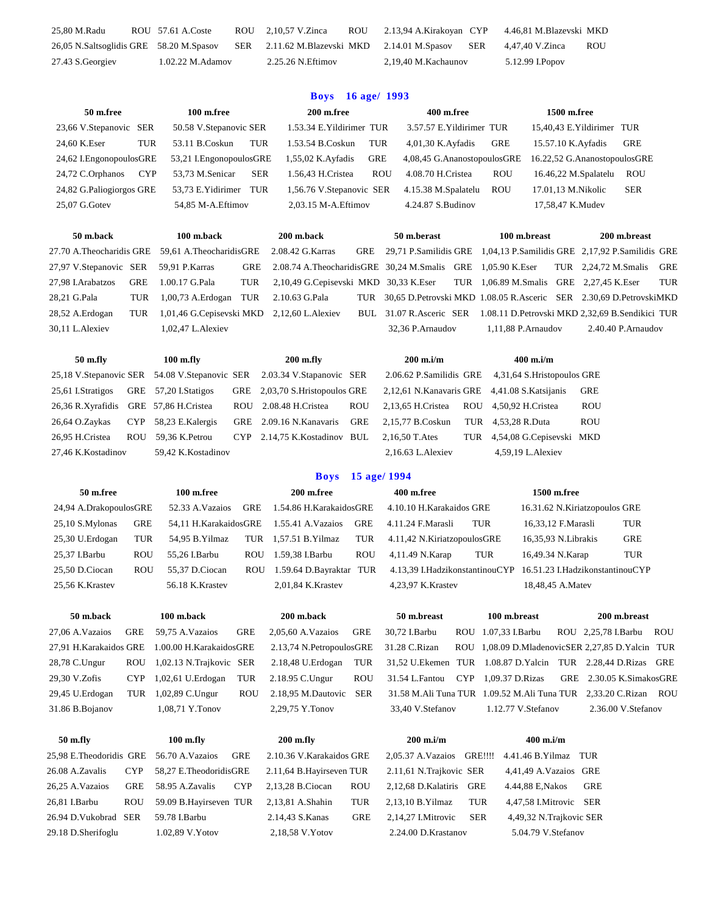| | | | | |
|---|---|---|---|---|
| 25,80 M.Radu ROU | 57.61 A.Coste ROU | 2,10,57 V.Zinca ROU | 2.13,94 A.Kirakoyan CYP | 4.46,81 M.Blazevski MKD |
| 26,05 N.Saltsoglidis GRE | 58.20 M.Spasov SER | 2.11.62 M.Blazevski MKD | 2.14.01 M.Spasov SER | 4,47,40 V.Zinca ROU |
| 27.43 S.Georgiev | 1.02.22 M.Adamov | 2.25.26 N.Eftimov | 2,19,40 M.Kachaunov | 5.12.99 I.Popov |

## Boys 16 age/ 1993

| 50 m.free | 100 m.free | 200 m.free | 400 m.free | 1500 m.free |
|---|---|---|---|---|
| 23,66 V.Stepanovic SER | 50.58 V.Stepanovic SER | 1.53.34 E.Yildirimer TUR | 3.57.57 E.Yildirimer TUR | 15,40,43 E.Yildirimer TUR |
| 24,60 K.Eser TUR | 53.11 B.Coskun TUR | 1.53.54 B.Coskun TUR | 4,01,30 K.Ayfadis GRE | 15.57.10 K.Ayfadis GRE |
| 24,62 I.EngonopoulosGRE | 53,21 I.EngonopoulosGRE | 1,55,02 K.Ayfadis GRE | 4,08,45 G.AnanostopoulosGRE | 16.22,52 G.AnanostopoulosGRE |
| 24,72 C.Orphanos CYP | 53,73 M.Senicar SER | 1.56,43 H.Cristea ROU | 4.08.70 H.Cristea ROU | 16.46,22 M.Spalatelu ROU |
| 24,82 G.Paliogiorgos GRE | 53,73 E.Yidirimer TUR | 1,56.76 V.Stepanovic SER | 4.15.38 M.Spalatelu ROU | 17.01,13 M.Nikolic SER |
| 25,07 G.Gotev | 54,85 M-A.Eftimov | 2,03.15 M-A.Eftimov | 4.24.87 S.Budinov | 17,58,47 K.Mudev |

| 50 m.back | 100 m.back | 200 m.back | 50 m.berast | 100 m.breast | 200 m.breast |
|---|---|---|---|---|---|
| 27.70 A.Theocharidis GRE | 59,61 A.TheocharidisGRE | 2.08.42 G.Karras GRE | 29,71 P.Samilidis GRE | 1,04,13 P.Samilidis GRE | 2,17,92 P.Samilidis GRE |
| 27,97 V.Stepanovic SER | 59,91 P.Karras GRE | 2.08.74 A.TheocharidisGRE | 30,24 M.Smalis GRE | 1,05.90 K.Eser TUR | 2,24,72 M.Smalis GRE |
| 27,98 I.Arabatzos GRE | 1.00.17 G.Pala TUR | 2,10,49 G.Cepisevski MKD | 30,33 K.Eser TUR | 1,06.89 M.Smalis GRE | 2,27,45 K.Eser TUR |
| 28,21 G.Pala TUR | 1,00,73 A.Erdogan TUR | 2.10.63 G.Pala TUR | 30,65 D.Petrovski MKD | 1.08.05 R.Asceric SER | 2.30,69 D.PetrovskiMKD |
| 28,52 A.Erdogan TUR | 1,01,46 G.Cepisevski MKD | 2,12,60 L.Alexiev BUL | 31.07 R.Asceric SER | 1.08.11 D.Petrovski MKD | 2,32,69 B.Sendikici TUR |
| 30,11 L.Alexiev | 1,02,47 L.Alexiev | | 32,36 P.Arnaudov | 1,11,88 P.Arnaudov | 2.40.40 P.Arnaudov |

| 50 m.fly | 100 m.fly | 200 m.fly | 200 m.i/m | 400 m.i/m |
|---|---|---|---|---|
| 25,18 V.Stepanovic SER | 54.08 V.Stepanovic SER | 2.03.34 V.Stapanovic SER | 2.06.62 P.Samilidis GRE | 4,31,64 S.Hristopoulos GRE |
| 25,61 I.Stratigos GRE | 57,20 I.Statigos GRE | 2,03,70 S.Hristopoulos GRE | 2,12,61 N.Kanavaris GRE | 4,41.08 S.Katsijanis GRE |
| 26,36 R.Xyrafidis GRE | 57,86 H.Cristea ROU | 2.08.48 H.Cristea ROU | 2,13,65 H.Cristea ROU | 4,50,92 H.Cristea ROU |
| 26,64 O.Zaykas CYP | 58,23 E.Kalergis GRE | 2.09.16 N.Kanavaris GRE | 2,15,77 B.Coskun TUR | 4,53,28 R.Duta ROU |
| 26,95 H.Cristea ROU | 59,36 K.Petrou CYP | 2.14,75 K.Kostadinov BUL | 2,16,50 T.Ates TUR | 4,54,08 G.Cepisevski MKD |
| 27,46 K.Kostadinov | 59,42 K.Kostadinov | | 2,16.63 L.Alexiev | 4,59,19 L.Alexiev |

## Boys 15 age/ 1994

| 50 m.free | 100 m.free | 200 m.free | 400 m.free | 1500 m.free |
|---|---|---|---|---|
| 24,94 A.DrakopoulosGRE | 52.33 A.Vazaios GRE | 1.54.86 H.KarakaidosGRE | 4.10.10 H.Karakaidos GRE | 16.31.62 N.Kiriatzopoulos GRE |
| 25,10 S.Mylonas GRE | 54,11 H.KarakaidosGRE | 1.55.41 A.Vazaios GRE | 4.11.24 F.Marasli TUR | 16,33,12 F.Marasli TUR |
| 25,30 U.Erdogan TUR | 54,95 B.Yilmaz TUR | 1,57,51 B.Yilmaz TUR | 4.11,42 N.KiriatzopoulosGRE | 16,35,93 N.Librakis GRE |
| 25,37 I.Barbu ROU | 55,26 I.Barbu ROU | 1.59,38 I.Barbu ROU | 4,11.49 N.Karap TUR | 16,49.34 N.Karap TUR |
| 25,50 D.Ciocan ROU | 55,37 D.Ciocan ROU | 1.59.64 D.Bayraktar TUR | 4.13,39 I.HadzikonstantinouCYP | 16.51.23 I.HadzikonstantinouCYP |
| 25,56 K.Krastev | 56.18 K.Krastev | 2,01,84 K.Krastev | 4,23,97 K.Krastev | 18,48,45 A.Matev |

| 50 m.back | 100 m.back | 200 m.back | 50 m.breast | 100 m.breast | 200 m.breast |
|---|---|---|---|---|---|
| 27,06 A.Vazaios GRE | 59,75 A.Vazaios GRE | 2,05,60 A.Vazaios GRE | 30,72 I.Barbu ROU | 1.07,33 I.Barbu ROU | 2,25,78 I.Barbu ROU |
| 27,91 H.Karakaidos GRE | 1.00.00 H.KarakaidosGRE | 2.13,74 N.PetropoulosGRE | 31.28 C.Rizan ROU | 1,08.09 D.MladenovicSER | 2,27,85 D.Yalcin TUR |
| 28,78 C.Ungur ROU | 1,02.13 N.Trajkovic SER | 2.18,48 U.Erdogan TUR | 31,52 U.Ekemen TUR | 1.08.87 D.Yalcin TUR | 2.28,44 D.Rizas GRE |
| 29,30 V.Zofis CYP | 1,02,61 U.Erdogan TUR | 2.18.95 C.Ungur ROU | 31.54 L.Fantou CYP | 1,09,37 D.Rizas GRE | 2.30.05 K.SimakosGRE |
| 29,45 U.Erdogan TUR | 1,02,89 C.Ungur ROU | 2.18,95 M.Dautovic SER | 31.58 M.Ali Tuna TUR | 1.09.52 M.Ali Tuna TUR | 2,33,20 C.Rizan ROU |
| 31.86 B.Bojanov | 1,08,71 Y.Tonov | 2,29,75 Y.Tonov | 33,40 V.Stefanov | 1.12.77 V.Stefanov | 2.36.00 V.Stefanov |

| 50 m.fly | 100 m.fly | 200 m.fly | 200 m.i/m | 400 m.i/m |
|---|---|---|---|---|
| 25,98 E.Theodoridis GRE | 56.70 A.Vazaios GRE | 2.10.36 V.Karakaidos GRE | 2,05.37 A.Vazaios GRE!!!! | 4.41.46 B.Yilmaz TUR |
| 26.08 A.Zavalis CYP | 58,27 E.TheodoridisGRE | 2.11,64 B.Hayirseven TUR | 2.11,61 N.Trajkovic SER | 4,41,49 A.Vazaios GRE |
| 26,25 A.Vazaios GRE | 58.95 A.Zavalis CYP | 2,13,28 B.Ciocan ROU | 2,12,68 D.Kalatiris GRE | 4.44,88 E,Nakos GRE |
| 26,81 I.Barbu ROU | 59.09 B.Hayirseven TUR | 2,13,81 A.Shahin TUR | 2,13,10 B.Yilmaz TUR | 4,47,58 I.Mitrovic SER |
| 26.94 D.Vukobrad SER | 59.78 I.Barbu | 2.14,43 S.Kanas GRE | 2,14,27 I.Mitrovic SER | 4,49,32 N.Trajkovic SER |
| 29.18 D.Sherifoglu | 1.02,89 V.Yotov | 2,18,58 V.Yotov | 2.24.00 D.Krastanov | 5.04.79 V.Stefanov |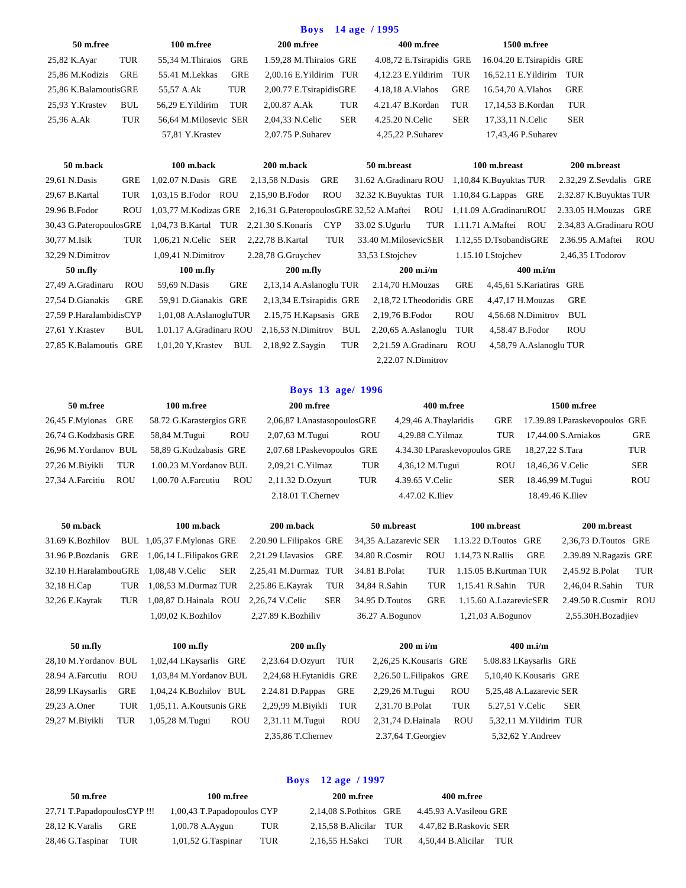## Boys 14 age / 1995

| 50 m.free | | 100 m.free | | 200 m.free | | 400 m.free | | 1500 m.free | |
|---|---|---|---|---|---|---|---|---|---|
| 25,82 K.Ayar | TUR | 55,34 M.Thiraios | GRE | 1.59,28 M.Thiraios | GRE | 4.08,72 E.Tsirapidis | GRE | 16.04.20 E.Tsirapidis | GRE |
| 25,86 M.Kodizis | GRE | 55.41 M.Lekkas | GRE | 2,00.16 E.Yildirim | TUR | 4,12.23 E.Yildirim | TUR | 16,52.11 E.Yildirim | TUR |
| 25,86 K.Balamoutis | GRE | 55,57 A.Ak | TUR | 2,00.77 E.Tsirapidis | GRE | 4.18,18 A.Vlahos | GRE | 16.54,70 A.Vlahos | GRE |
| 25,93 Y.Krastev | BUL | 56,29 E.Yildirim | TUR | 2,00.87 A.Ak | TUR | 4.21.47 B.Kordan | TUR | 17,14,53 B.Kordan | TUR |
| 25,96 A.Ak | TUR | 56,64 M.Milosevic | SER | 2,04,33 N.Celic | SER | 4.25.20 N.Celic | SER | 17,33,11 N.Celic | SER |
| | | 57,81 Y.Krastev | | 2,07.75 P.Suharev | | 4,25,22 P.Suharev | | 17,43,46 P.Suharev | |

| 50 m.back | | 100 m.back | | 200 m.back | | 50 m.breast | | 100 m.breast | | 200 m.breast | |
|---|---|---|---|---|---|---|---|---|---|---|---|
| 29,61 N.Dasis | GRE | 1,02.07 N.Dasis | GRE | 2,13,58 N.Dasis | GRE | 31.62 A.Gradinaru | ROU | 1,10,84 K.Buyuktas | TUR | 2.32,29 Z.Sevdalis | GRE |
| 29,67 B.Kartal | TUR | 1,03,15 B.Fodor | ROU | 2,15,90 B.Fodor | ROU | 32.32 K.Buyuktas | TUR | 1.10,84 G.Lappas | GRE | 2.32.87 K.Buyuktas | TUR |
| 29.96 B.Fodor | ROU | 1,03,77 M.Kodizas | GRE | 2,16,31 G.Pateropoulos | GRE | 32,52 A.Maftei | ROU | 1,11.09 A.Gradinaru | ROU | 2.33.05 H.Mouzas | GRE |
| 30,43 G.Pateropoulos | GRE | 1,04,73 B.Kartal | TUR | 2,21.30 S.Konaris | CYP | 33.02 S.Ugurlu | TUR | 1.11.71 A.Maftei | ROU | 2,34,83 A.Gradinaru | ROU |
| 30,77 M.Isik | TUR | 1,06,21 N.Celic | SER | 2,22,78 B.Kartal | TUR | 33.40 M.Milosevic | SER | 1.12,55 D.Tsobandis | GRE | 2.36.95 A.Maftei | ROU |
| 32,29 N.Dimitrov | | 1,09,41 N.Dimitrov | | 2.28,78 G.Gruychev | | 33,53 I.Stojchev | | 1.15.10 I.Stojchev | | 2,46,35 I.Todorov | |

| 50 m.fly | | 100 m.fly | | 200 m.fly | | 200 m.i/m | | 400 m.i/m | |
|---|---|---|---|---|---|---|---|---|---|
| 27,49 A.Gradinaru | ROU | 59,69 N.Dasis | GRE | 2,13,14 A.Aslanoglu | TUR | 2.14,70 H.Mouzas | GRE | 4,45,61 S.Kariatiras | GRE |
| 27,54 D.Gianakis | GRE | 59,91 D.Gianakis | GRE | 2,13,34 E.Tsirapidis | GRE | 2,18,72 I.Theodoridis | GRE | 4,47,17 H.Mouzas | GRE |
| 27,59 P.Haralambidis | CYP | 1,01,08 A.Aslanoglu | TUR | 2.15,75 H.Kapsasis | GRE | 2,19,76 B.Fodor | ROU | 4,56.68 N.Dimitrov | BUL |
| 27,61 Y.Krastev | BUL | 1.01.17 A.Gradinaru | ROU | 2,16,53 N.Dimitrov | BUL | 2,20,65 A.Aslanoglu | TUR | 4,58.47 B.Fodor | ROU |
| 27,85 K.Balamoutis | GRE | 1,01,20 Y,Krastev | BUL | 2,18,92 Z.Saygin | TUR | 2,21.59 A.Gradinaru | ROU | 4,58,79 A.Aslanoglu | TUR |
| | | | | | | 2,22.07 N.Dimitrov | | | |

## Boys 13 age/ 1996

| 50 m.free | | 100 m.free | | 200 m.free | | 400 m.free | | 1500 m.free | |
|---|---|---|---|---|---|---|---|---|---|
| 26,45 F.Mylonas | GRE | 58.72 G.Karastergios | GRE | 2,06,87 I.Anastasopoulos | GRE | 4,29,46 A.Thaylaridis | GRE | 17.39.89 I.Paraskevopoulos | GRE |
| 26,74 G.Kodzbasis | GRE | 58,84 M.Tugui | ROU | 2,07,63 M.Tugui | ROU | 4,29.88 C.Yilmaz | TUR | 17,44.00 S.Arniakos | GRE |
| 26,96 M.Yordanov | BUL | 58,89 G.Kodzabasis | GRE | 2,07.68 I.Paskevopoulos | GRE | 4.34.30 I.Paraskevopoulos | GRE | 18,27,22 S.Tara | TUR |
| 27,26 M.Biyikli | TUR | 1.00.23 M.Yordanov | BUL | 2,09,21 C.Yilmaz | TUR | 4,36,12 M.Tugui | ROU | 18,46,36 V.Celic | SER |
| 27,34 A.Farcitiu | ROU | 1,00.70 A.Farcutiu | ROU | 2,11.32 D.Ozyurt | TUR | 4.39.65 V.Celic | SER | 18.46,99 M.Tugui | ROU |
| | | | | 2.18.01 T.Chernev | | 4.47.02 K.Iliev | | 18.49.46 K.Iliev | |

| 50 m.back | | 100 m.back | | 200 m.back | | 50 m.breast | | 100 m.breast | | 200 m.breast | |
|---|---|---|---|---|---|---|---|---|---|---|---|
| 31.69 K.Bozhilov | BUL | 1,05,37 F.Mylonas | GRE | 2.20.90 L.Filipakos | GRE | 34,35 A.Lazarevic | SER | 1.13.22 D.Toutos | GRE | 2,36,73 D.Toutos | GRE |
| 31.96 P.Bozdanis | GRE | 1,06,14 L.Filipakos | GRE | 2,21.29 I.Iavasios | GRE | 34.80 R.Cosmir | ROU | 1.14,73 N.Rallis | GRE | 2.39.89 N.Ragazis | GRE |
| 32.10 H.Haralambou | GRE | 1,08,48 V.Celic | SER | 2,25,41 M.Durmaz | TUR | 34.81 B.Polat | TUR | 1.15.05 B.Kurtman | TUR | 2,45.92 B.Polat | TUR |
| 32,18 H.Cap | TUR | 1,08,53 M.Durmaz | TUR | 2,25.86 E.Kayrak | TUR | 34,84 R.Sahin | TUR | 1,15,41 R.Sahin | TUR | 2,46,04 R.Sahin | TUR |
| 32,26 E.Kayrak | TUR | 1,08,87 D.Hainala | ROU | 2,26,74 V.Celic | SER | 34.95 D.Toutos | GRE | 1.15.60 A.Lazarevic | SER | 2.49.50 R.Cusmir | ROU |
| | | 1,09,02 K.Bozhilov | | 2,27.89 K.Bozhiliv | | 36.27 A.Bogunov | | 1,21,03 A.Bogunov | | 2,55.30H.Bozadjiev | |

| 50 m.fly | | 100 m.fly | | 200 m.fly | | 200 m i/m | | 400 m.i/m | |
|---|---|---|---|---|---|---|---|---|---|
| 28,10 M.Yordanov | BUL | 1,02,44 I.Kaysarlis | GRE | 2,23.64 D.Ozyurt | TUR | 2,26,25 K.Kousaris | GRE | 5.08.83 I.Kaysarlis | GRE |
| 28.94 A.Farcutiu | ROU | 1,03,84 M.Yordanov | BUL | 2,24,68 H.Fytanidis | GRE | 2,26.50 L.Filipakos | GRE | 5,10,40 K.Kousaris | GRE |
| 28,99 I.Kaysarlis | GRE | 1,04,24 K.Bozhilov | BUL | 2.24.81 D.Pappas | GRE | 2,29,26 M.Tugui | ROU | 5,25,48 A.Lazarevic | SER |
| 29,23 A.Oner | TUR | 1,05,11. A.Koutsunis | GRE | 2,29,99 M.Biyikli | TUR | 2,31.70 B.Polat | TUR | 5.27,51 V.Celic | SER |
| 29,27 M.Biyikli | TUR | 1,05,28 M.Tugui | ROU | 2,31.11 M.Tugui | ROU | 2,31,74 D.Hainala | ROU | 5,32,11 M.Yildirim | TUR |
| | | | | 2,35,86 T.Chernev | | 2.37,64 T.Georgiev | | 5,32,62 Y.Andreev | |

## Boys 12 age / 1997

| 50 m.free | | 100 m.free | | 200 m.free | | 400 m.free | |
|---|---|---|---|---|---|---|---|
| 27,71 T.Papadopoulos | CYP !!! | 1,00,43 T.Papadopoulos | CYP | 2,14,08 S.Pothitos | GRE | 4.45.93 A.Vasileou | GRE |
| 28,12 K.Varalis | GRE | 1,00.78 A.Aygun | TUR | 2,15,58 B.Alicilar | TUR | 4.47,82 B.Raskovic | SER |
| 28,46 G.Taspinar | TUR | 1,01,52 G.Taspinar | TUR | 2,16,55 H.Sakci | TUR | 4,50,44 B.Alicilar | TUR |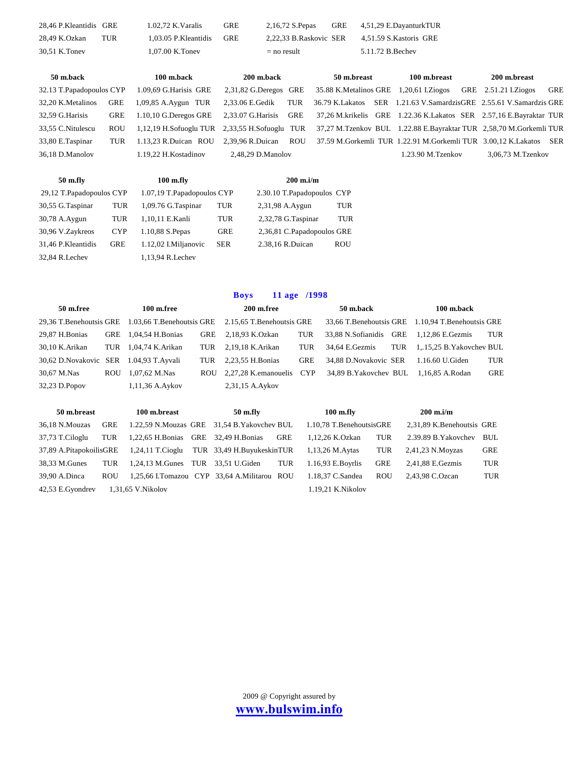| | | | |
|---|---|---|---|
| 28,46 P.Kleantidis GRE | 1.02,72 K.Varalis GRE | 2,16,72 S.Pepas GRE | 4,51,29 E.DayanturkTUR |
| 28,49 K.Ozkan TUR | 1,03.05 P.Kleantidis GRE | 2,22,33 B.Raskovic SER | 4,51.59 S.Kastoris GRE |
| 30,51 K.Tonev | 1,07.00 K.Tonev | = no result | 5.11.72 B.Bechev |

| 50 m.back | 100 m.back | 200 m.back | 50 m.breast | 100 m.breast | 200 m.breast |
|---|---|---|---|---|---|
| 32.13 T.Papadopoulos CYP | 1.09,69 G.Harisis GRE | 2,31,82 G.Deregos GRE | 35.88 K.Metalinos GRE | 1,20,61 I.Ziogos GRE | 2.51.21 I.Ziogos GRE |
| 32,20 K.Metalinos GRE | 1,09,85 A.Aygun TUR | 2,33.06 E.Gedik TUR | 36.79 K.Lakatos SER | 1.21.63 V.SamardzisGRE | 2.55.61 V.Samardzis GRE |
| 32,59 G.Harisis GRE | 1.10,10 G.Deregos GRE | 2,33.07 G.Harisis GRE | 37,26 M.krikelis GRE | 1.22.36 K.Lakatos SER | 2,57,16 E.Bayraktar TUR |
| 33,55 C.Nitulescu ROU | 1,12,19 H.Sofuoglu TUR | 2,33,55 H.Sofuoglu TUR | 37,27 M.Tzenkov BUL | 1.22.88 E.Bayraktar TUR | 2,58,70 M.Gorkemli TUR |
| 33,80 E.Taspinar TUR | 1.13,23 R.Duican ROU | 2,39,96 R.Duican ROU | 37.59 M.Gorkemli TUR | 1.22.91 M.Gorkemli TUR | 3.00,12 K.Lakatos SER |
| 36,18 D.Manolov | 1.19,22 H.Kostadinov | 2,48,29 D.Manolov | | 1.23.90 M.Tzenkov | 3,06,73 M.Tzenkov |

| 50 m.fly | 100 m.fly | 200 m.i/m |
|---|---|---|
| 29,12 T.Papadopoulos CYP | 1.07,19 T.Papadopoulos CYP | 2.30.10 T.Papadopoulos CYP |
| 30,55 G.Taspinar TUR | 1,09.76 G.Taspinar TUR | 2,31,98 A.Aygun TUR |
| 30,78 A.Aygun TUR | 1,10,11 E.Kanli TUR | 2,32,78 G.Taspinar TUR |
| 30,96 V.Zaykreos CYP | 1.10,88 S.Pepas GRE | 2,36,81 C.Papadopoulos GRE |
| 31,46 P.Kleantidis GRE | 1.12,02 I.Miljanovic SER | 2.38,16 R.Duican ROU |
| 32,84 R.Lechev | 1,13,94 R.Lechev | |

## Boys 11 age /1998

| 50 m.free | 100 m.free | 200 m.free | 50 m.back | 100 m.back |
|---|---|---|---|---|
| 29,36 T.Benehoutsis GRE | 1.03,66 T.Benehoutsis GRE | 2.15,65 T.Benehoutsis GRE | 33,66 T.Benehoutsis GRE | 1.10,94 T.Benehoutsis GRE |
| 29,87 H.Bonias GRE | 1,04,54 H.Bonias GRE | 2,18,93 K.Ozkan TUR | 33,88 N.Sofianidis GRE | 1,12,86 E.Gezmis TUR |
| 30,10 K.Arikan TUR | 1,04,74 K.Arikan TUR | 2,19,18 K.Arikan TUR | 34,64 E.Gezmis TUR | 1,.15,25 B.Yakovchev BUL |
| 30,62 D.Novakovic SER | 1.04,93 T.Ayvali TUR | 2,23,55 H.Bonias GRE | 34,88 D.Novakovic SER | 1.16.60 U.Giden TUR |
| 30,67 M.Nas ROU | 1,07,62 M.Nas ROU | 2,27,28 K.emanouelis CYP | 34,89 B.Yakovchev BUL | 1,16,85 A.Rodan GRE |
| 32,23 D.Popov | 1,11,36 A.Aykov | 2,31,15 A.Aykov | | |

| 50 m.breast | 100 m.breast | 50 m.fly | 100 m.fly | 200 m.i/m |
|---|---|---|---|---|
| 36,18 N.Mouzas GRE | 1.22,59 N.Mouzas GRE | 31,54 B.Yakovchev BUL | 1.10,78 T.BenehoutsisGRE | 2,31,89 K.Benehoutsis GRE |
| 37,73 T.Ciloglu TUR | 1,22,65 H.Bonias GRE | 32,49 H.Bonias GRE | 1,12,26 K.Ozkan TUR | 2.39.89 B.Yakovchev BUL |
| 37,89 A.PitapokoilisGRE | 1,24,11 T.Cioglu TUR | 33,49 H.BuyukeskinTUR | 1,13,26 M.Aytas TUR | 2,41,23 N.Moyzas GRE |
| 38,33 M.Gunes TUR | 1,24,13 M.Gunes TUR | 33,51 U.Giden TUR | 1.16,93 E.Boyrlis GRE | 2,41,88 E.Gezmis TUR |
| 39,90 A.Dinca ROU | 1,25,66 I.Tomazou CYP | 33,64 A.Militarou ROU | 1.18,37 C.Sandea ROU | 2,43,98 C.Ozcan TUR |
| 42,53 E.Gyondrev | 1,31,65 V.Nikolov | | 1.19,21 K.Nikolov | |

2009 @ Copyright assured by

**www.bulswim.info**